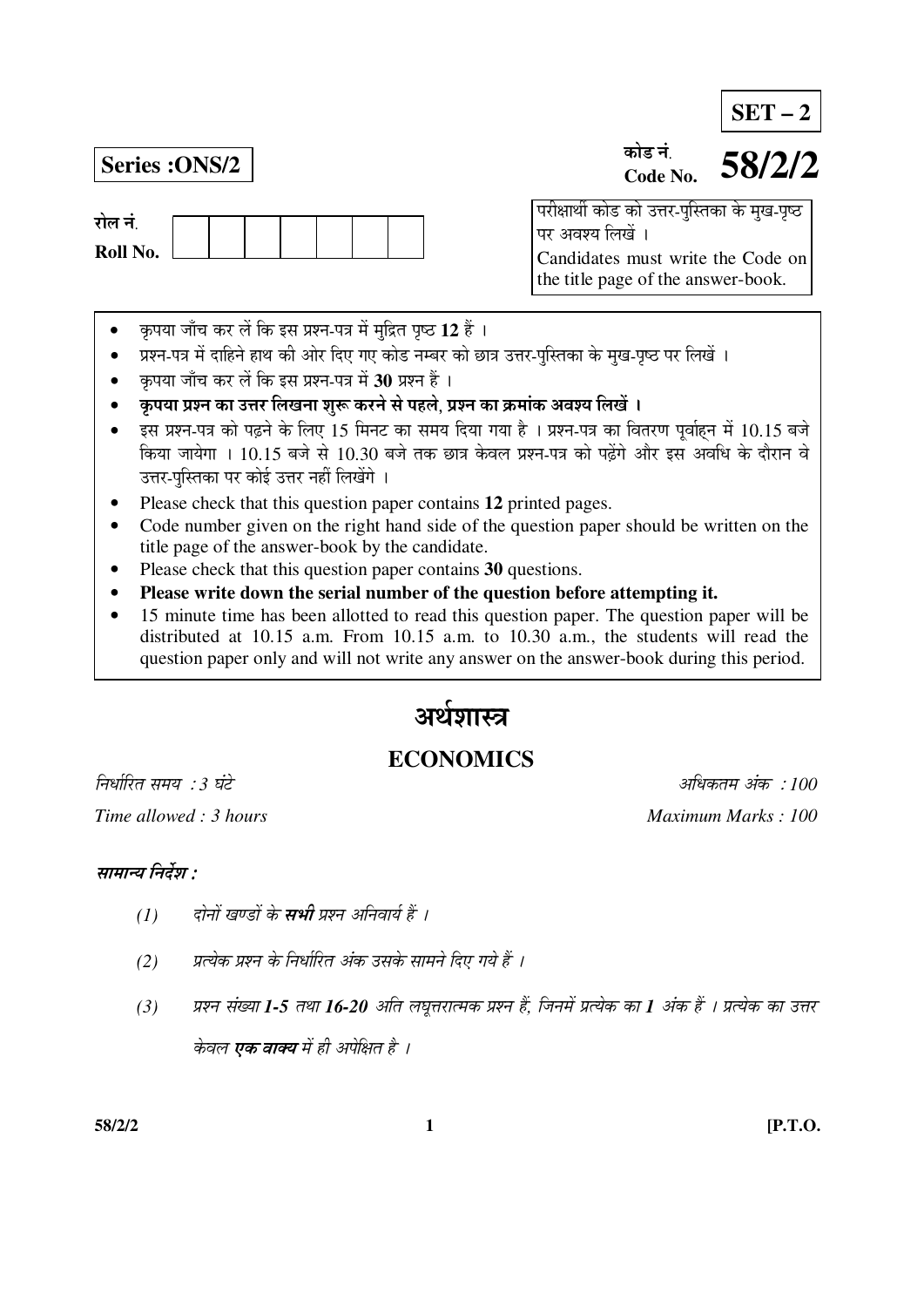**SET – 2**

**Series :ONS/2**

कोड नं.
Code No. **58/2/2**

रोल नं.
Roll No.

|   |   |   |   |   |   |   |
|---|---|---|---|---|---|---|
|   |   |   |   |   |   |   |

परीक्षार्थी कोड को उत्तर-पुस्तिका के मुख-पृष्ठ पर अवश्य लिखें ।
Candidates must write the Code on the title page of the answer-book.

- कृपया जाँच कर लें कि इस प्रश्न-पत्र में मुद्रित पृष्ठ **12** हैं ।
- प्रश्न-पत्र में दाहिने हाथ की ओर दिए गए कोड नम्बर को छात्र उत्तर-पुस्तिका के मुख-पृष्ठ पर लिखें ।
- कृपया जाँच कर लें कि इस प्रश्न-पत्र में **30** प्रश्न हैं ।
- **कृपया प्रश्न का उत्तर लिखना शुरू करने से पहले, प्रश्न का क्रमांक अवश्य लिखें ।**
- इस प्रश्न-पत्र को पढ़ने के लिए 15 मिनट का समय दिया गया है । प्रश्न-पत्र का वितरण पूर्वाहन में 10.15 बजे किया जायेगा । 10.15 बजे से 10.30 बजे तक छात्र केवल प्रश्न-पत्र को पढ़ेंगे और इस अवधि के दौरान वे उत्तर-पुस्तिका पर कोई उत्तर नहीं लिखेंगे ।
- Please check that this question paper contains **12** printed pages.
- Code number given on the right hand side of the question paper should be written on the title page of the answer-book by the candidate.
- Please check that this question paper contains **30** questions.
- **Please write down the serial number of the question before attempting it.**
- 15 minute time has been allotted to read this question paper. The question paper will be distributed at 10.15 a.m. From 10.15 a.m. to 10.30 a.m., the students will read the question paper only and will not write any answer on the answer-book during this period.

# अर्थशास्त्र

# ECONOMICS

*निर्धारित समय : 3 घंटे* | *अधिकतम अंक : 100*

*Time allowed : 3 hours* | *Maximum Marks : 100*

***सामान्य निर्देश :***

*(1) दोनों खण्डों के **सभी** प्रश्न अनिवार्य हैं ।*

*(2) प्रत्येक प्रश्न के निर्धारित अंक उसके सामने दिए गये हैं ।*

*(3) प्रश्न संख्या **1-5** तथा **16-20** अति लघूत्तरात्मक प्रश्न हैं, जिनमें प्रत्येक का **1** अंक हैं । प्रत्येक का उत्तर केवल **एक वाक्य** में ही अपेक्षित है ।*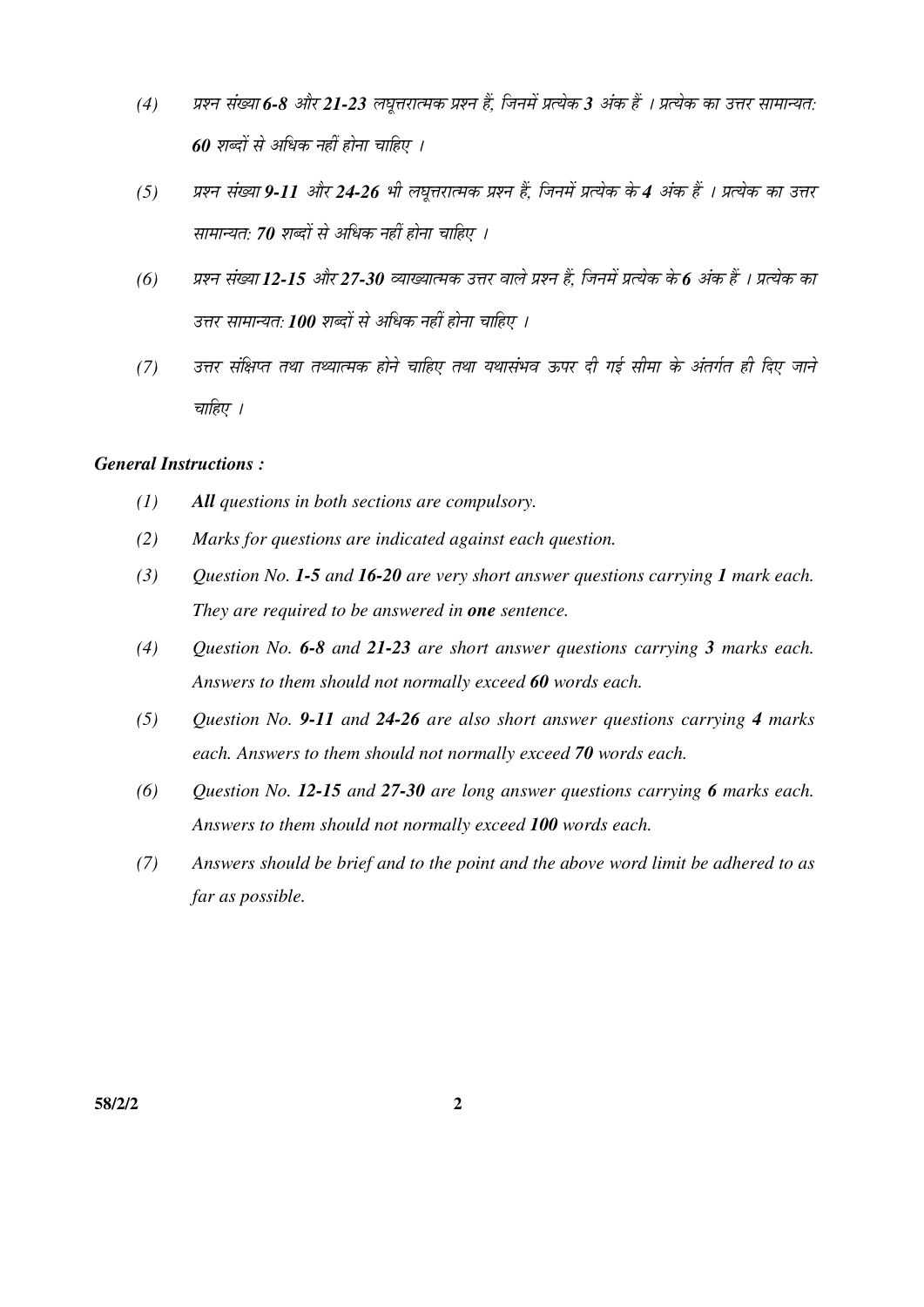*(4) प्रश्न संख्या **6-8** और **21-23** लघूत्तरात्मक प्रश्न हैं, जिनमें प्रत्येक **3** अंक हैं । प्रत्येक का उत्तर सामान्यत: **60** शब्दों से अधिक नहीं होना चाहिए ।*

*(5) प्रश्न संख्या **9-11** और **24-26** भी लघूत्तरात्मक प्रश्न हैं, जिनमें प्रत्येक के **4** अंक हैं । प्रत्येक का उत्तर सामान्यत: **70** शब्दों से अधिक नहीं होना चाहिए ।*

*(6) प्रश्न संख्या **12-15** और **27-30** व्याख्यात्मक उत्तर वाले प्रश्न हैं, जिनमें प्रत्येक के **6** अंक हैं । प्रत्येक का उत्तर सामान्यत: **100** शब्दों से अधिक नहीं होना चाहिए ।*

*(7) उत्तर संक्षिप्त तथा तथ्यात्मक होने चाहिए तथा यथासंभव ऊपर दी गई सीमा के अंतर्गत ही दिए जाने चाहिए ।*

***General Instructions :***

*(1) **All** questions in both sections are compulsory.*

*(2) Marks for questions are indicated against each question.*

*(3) Question No. **1-5** and **16-20** are very short answer questions carrying **1** mark each. They are required to be answered in **one** sentence.*

*(4) Question No. **6-8** and **21-23** are short answer questions carrying **3** marks each. Answers to them should not normally exceed **60** words each.*

*(5) Question No. **9-11** and **24-26** are also short answer questions carrying **4** marks each. Answers to them should not normally exceed **70** words each.*

*(6) Question No. **12-15** and **27-30** are long answer questions carrying **6** marks each. Answers to them should not normally exceed **100** words each.*

*(7) Answers should be brief and to the point and the above word limit be adhered to as far as possible.*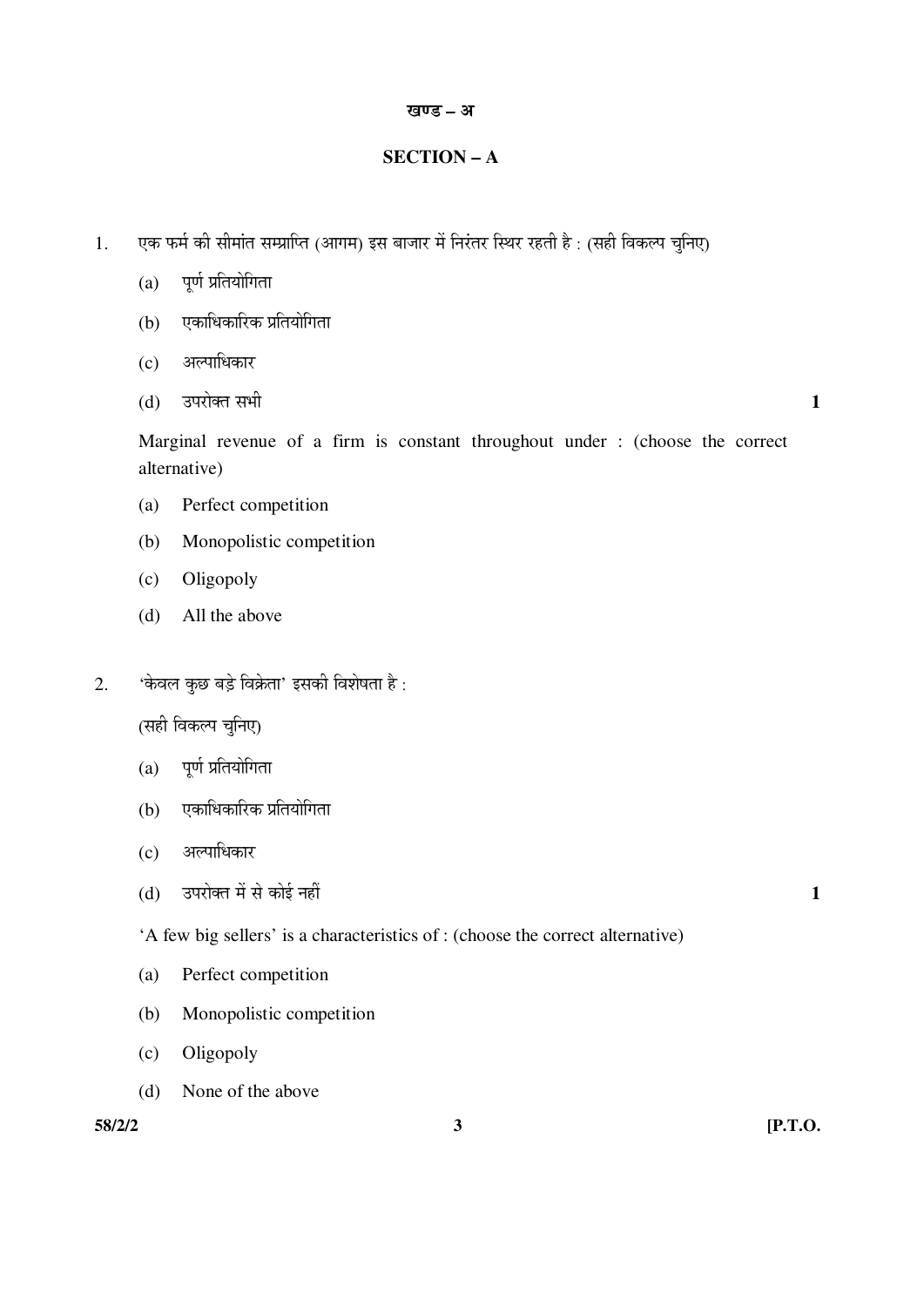## खण्ड – अ

## SECTION – A

1. एक फर्म की सीमांत सम्प्राप्ति (आगम) इस बाजार में निरंतर स्थिर रहती है : (सही विकल्प चुनिए)

   (a) पूर्ण प्रतियोगिता

   (b) एकाधिकारिक प्रतियोगिता

   (c) अल्पाधिकार

   (d) उपरोक्त सभी **1**

   Marginal revenue of a firm is constant throughout under : (choose the correct alternative)

   (a) Perfect competition

   (b) Monopolistic competition

   (c) Oligopoly

   (d) All the above

2. 'केवल कुछ बड़े विक्रेता' इसकी विशेषता है :

   (सही विकल्प चुनिए)

   (a) पूर्ण प्रतियोगिता

   (b) एकाधिकारिक प्रतियोगिता

   (c) अल्पाधिकार

   (d) उपरोक्त में से कोई नहीं **1**

   'A few big sellers' is a characteristics of : (choose the correct alternative)

   (a) Perfect competition

   (b) Monopolistic competition

   (c) Oligopoly

   (d) None of the above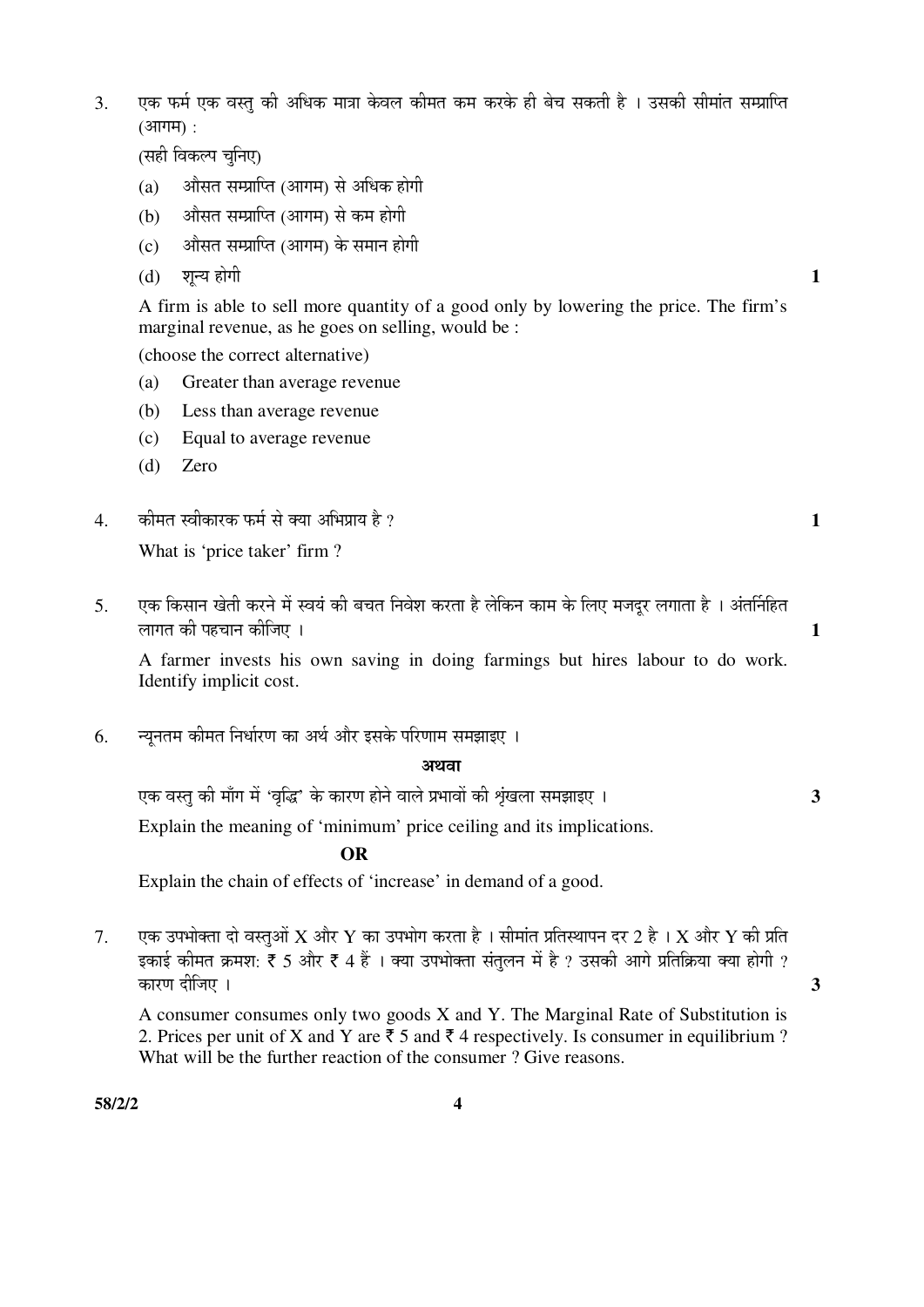3. एक फर्म एक वस्तु की अधिक मात्रा केवल कीमत कम करके ही बेच सकती है । उसकी सीमांत सम्प्राप्ति (आगम) :

(सही विकल्प चुनिए)

(a) औसत सम्प्राप्ति (आगम) से अधिक होगी

(b) औसत सम्प्राप्ति (आगम) से कम होगी

(c) औसत सम्प्राप्ति (आगम) के समान होगी

(d) शून्य होगी **1**

A firm is able to sell more quantity of a good only by lowering the price. The firm's marginal revenue, as he goes on selling, would be :

(choose the correct alternative)

(a) Greater than average revenue

(b) Less than average revenue

(c) Equal to average revenue

(d) Zero

4. कीमत स्वीकारक फर्म से क्या अभिप्राय है ? **1**

What is 'price taker' firm ?

5. एक किसान खेती करने में स्वयं की बचत निवेश करता है लेकिन काम के लिए मजदूर लगाता है । अंतर्निहित लागत की पहचान कीजिए । **1**

A farmer invests his own saving in doing farmings but hires labour to do work. Identify implicit cost.

6. न्यूनतम कीमत निर्धारण का अर्थ और इसके परिणाम समझाइए ।

**अथवा**

एक वस्तु की माँग में 'वृद्धि' के कारण होने वाले प्रभावों की श्रृंखला समझाइए । **3**

Explain the meaning of 'minimum' price ceiling and its implications.

**OR**

Explain the chain of effects of 'increase' in demand of a good.

7. एक उपभोक्ता दो वस्तुओं X और Y का उपभोग करता है । सीमांत प्रतिस्थापन दर 2 है । X और Y की प्रति इकाई कीमत क्रमश: ₹ 5 और ₹ 4 हैं । क्या उपभोक्ता संतुलन में है ? उसकी आगे प्रतिक्रिया क्या होगी ? कारण दीजिए । **3**

A consumer consumes only two goods X and Y. The Marginal Rate of Substitution is 2. Prices per unit of X and Y are ₹ 5 and ₹ 4 respectively. Is consumer in equilibrium ? What will be the further reaction of the consumer ? Give reasons.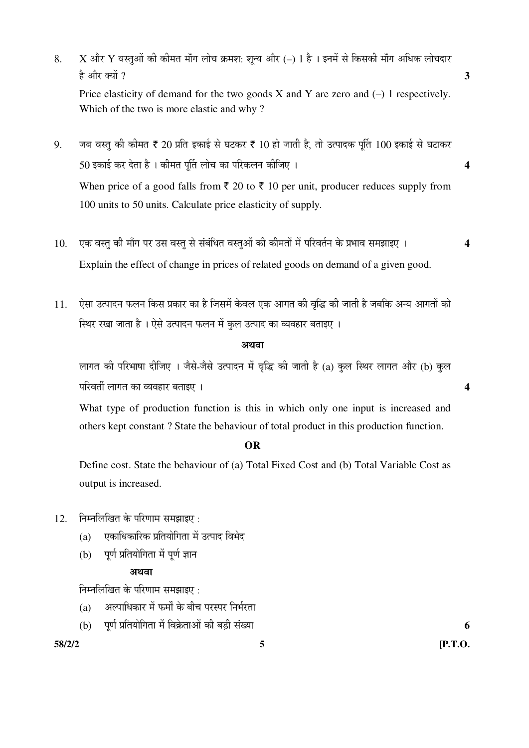8. X और Y वस्तुओं की कीमत माँग लोच क्रमश: शून्य और (–) 1 है । इनमें से किसकी माँग अधिक लोचदार है और क्यों ? **3**

   Price elasticity of demand for the two goods X and Y are zero and (–) 1 respectively. Which of the two is more elastic and why ?

9. जब वस्तु की कीमत ₹ 20 प्रति इकाई से घटकर ₹ 10 हो जाती है, तो उत्पादक पूर्ति 100 इकाई से घटाकर 50 इकाई कर देता है । कीमत पूर्ति लोच का परिकलन कीजिए । **4**

   When price of a good falls from ₹ 20 to ₹ 10 per unit, producer reduces supply from 100 units to 50 units. Calculate price elasticity of supply.

10. एक वस्तु की माँग पर उस वस्तु से संबंधित वस्तुओं की कीमतों में परिवर्तन के प्रभाव समझाइए । **4**

    Explain the effect of change in prices of related goods on demand of a given good.

11. ऐसा उत्पादन फलन किस प्रकार का है जिसमें केवल एक आगत की वृद्धि की जाती है जबकि अन्य आगतों को स्थिर रखा जाता है । ऐसे उत्पादन फलन में कुल उत्पाद का व्यवहार बताइए ।

    **अथवा**

    लागत की परिभाषा दीजिए । जैसे-जैसे उत्पादन में वृद्धि की जाती है (a) कुल स्थिर लागत और (b) कुल परिवर्ती लागत का व्यवहार बताइए । **4**

    What type of production function is this in which only one input is increased and others kept constant ? State the behaviour of total product in this production function.

    **OR**

    Define cost. State the behaviour of (a) Total Fixed Cost and (b) Total Variable Cost as output is increased.

12. निम्नलिखित के परिणाम समझाइए :
    (a) एकाधिकारिक प्रतियोगिता में उत्पाद विभेद
    (b) पूर्ण प्रतियोगिता में पूर्ण ज्ञान

    **अथवा**

    निम्नलिखित के परिणाम समझाइए :
    (a) अल्पाधिकार में फर्मों के बीच परस्पर निर्भरता
    (b) पूर्ण प्रतियोगिता में विक्रेताओं की बड़ी संख्या **6**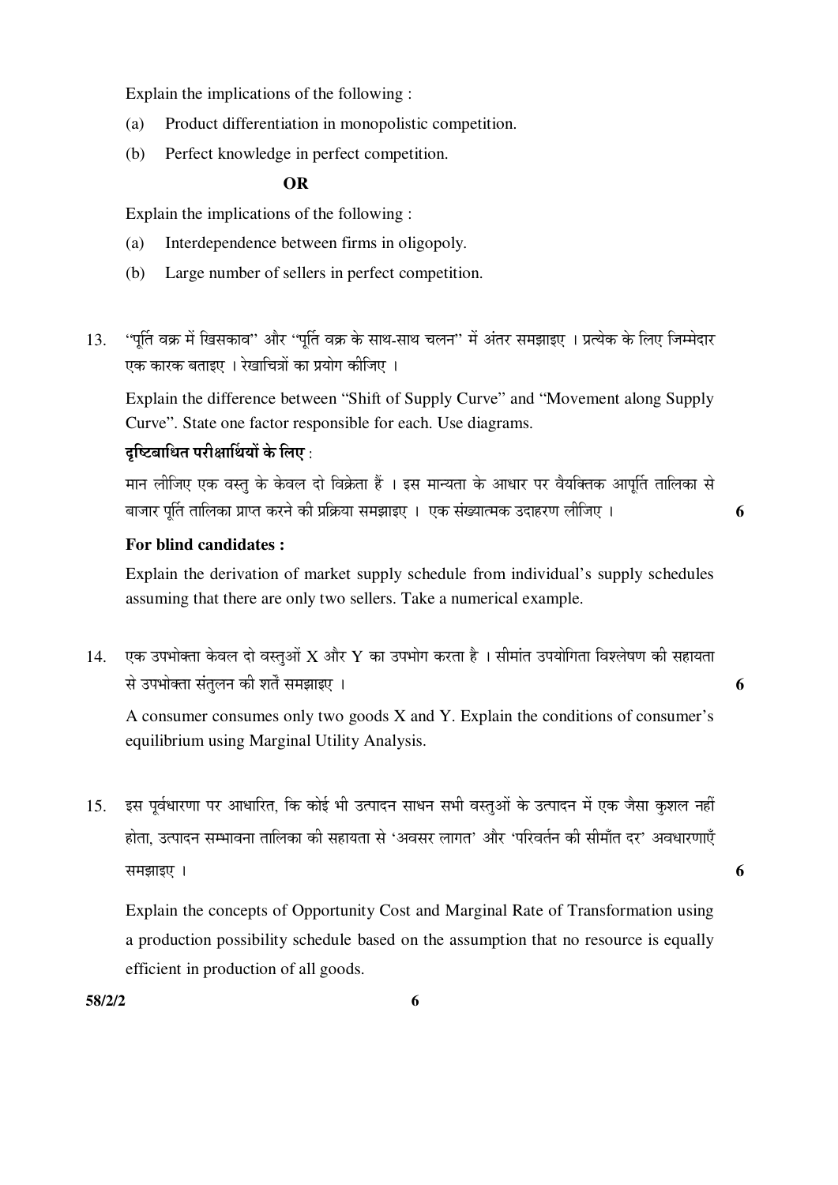Explain the implications of the following :

(a) Product differentiation in monopolistic competition.

(b) Perfect knowledge in perfect competition.

**OR**

Explain the implications of the following :

(a) Interdependence between firms in oligopoly.

(b) Large number of sellers in perfect competition.

13. "पूर्ति वक्र में खिसकाव" और "पूर्ति वक्र के साथ-साथ चलन" में अंतर समझाइए । प्रत्येक के लिए जिम्मेदार एक कारक बताइए । रेखाचित्रों का प्रयोग कीजिए ।

Explain the difference between "Shift of Supply Curve" and "Movement along Supply Curve". State one factor responsible for each. Use diagrams.

**दृष्टिबाधित परीक्षार्थियों के लिए :**

मान लीजिए एक वस्तु के केवल दो विक्रेता हैं । इस मान्यता के आधार पर वैयक्तिक आपूर्ति तालिका से बाजार पूर्ति तालिका प्राप्त करने की प्रक्रिया समझाइए । एक संख्यात्मक उदाहरण लीजिए । **6**

**For blind candidates :**

Explain the derivation of market supply schedule from individual's supply schedules assuming that there are only two sellers. Take a numerical example.

14. एक उपभोक्ता केवल दो वस्तुओं X और Y का उपभोग करता है । सीमांत उपयोगिता विश्लेषण की सहायता से उपभोक्ता संतुलन की शर्तें समझाइए । **6**

A consumer consumes only two goods X and Y. Explain the conditions of consumer's equilibrium using Marginal Utility Analysis.

15. इस पूर्वधारणा पर आधारित, कि कोई भी उत्पादन साधन सभी वस्तुओं के उत्पादन में एक जैसा कुशल नहीं होता, उत्पादन सम्भावना तालिका की सहायता से 'अवसर लागत' और 'परिवर्तन की सीमाँत दर' अवधारणाएँ समझाइए । **6**

Explain the concepts of Opportunity Cost and Marginal Rate of Transformation using a production possibility schedule based on the assumption that no resource is equally efficient in production of all goods.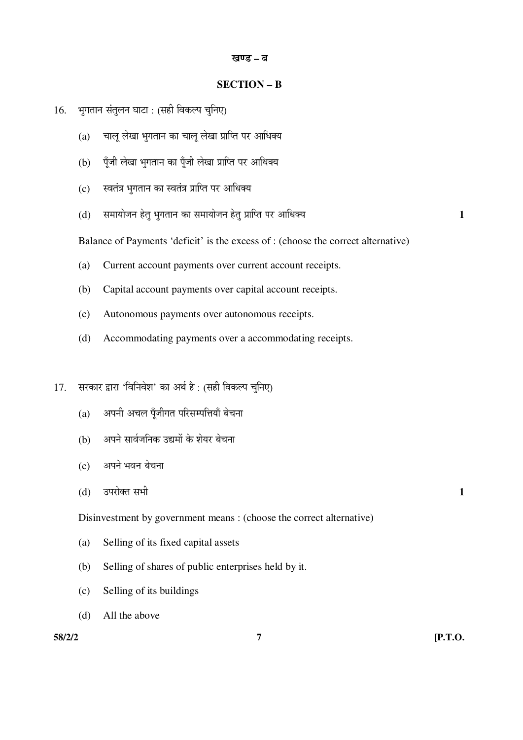### खण्ड – ब

### SECTION – B

16. भुगतान संतुलन घाटा : (सही विकल्प चुनिए)

    (a) चालू लेखा भुगतान का चालू लेखा प्राप्ति पर आधिक्य

    (b) पूँजी लेखा भुगतान का पूँजी लेखा प्राप्ति पर आधिक्य

    (c) स्वतंत्र भुगतान का स्वतंत्र प्राप्ति पर आधिक्य

    (d) समायोजन हेतु भुगतान का समायोजन हेतु प्राप्ति पर आधिक्य **1**

    Balance of Payments 'deficit' is the excess of : (choose the correct alternative)

    (a) Current account payments over current account receipts.

    (b) Capital account payments over capital account receipts.

    (c) Autonomous payments over autonomous receipts.

    (d) Accommodating payments over a accommodating receipts.

17. सरकार द्वारा 'विनिवेश' का अर्थ है : (सही विकल्प चुनिए)

    (a) अपनी अचल पूँजीगत परिसम्पत्तियाँ बेचना

    (b) अपने सार्वजनिक उद्यमों के शेयर बेचना

    (c) अपने भवन बेचना

    (d) उपरोक्त सभी **1**

    Disinvestment by government means : (choose the correct alternative)

    (a) Selling of its fixed capital assets

    (b) Selling of shares of public enterprises held by it.

    (c) Selling of its buildings

    (d) All the above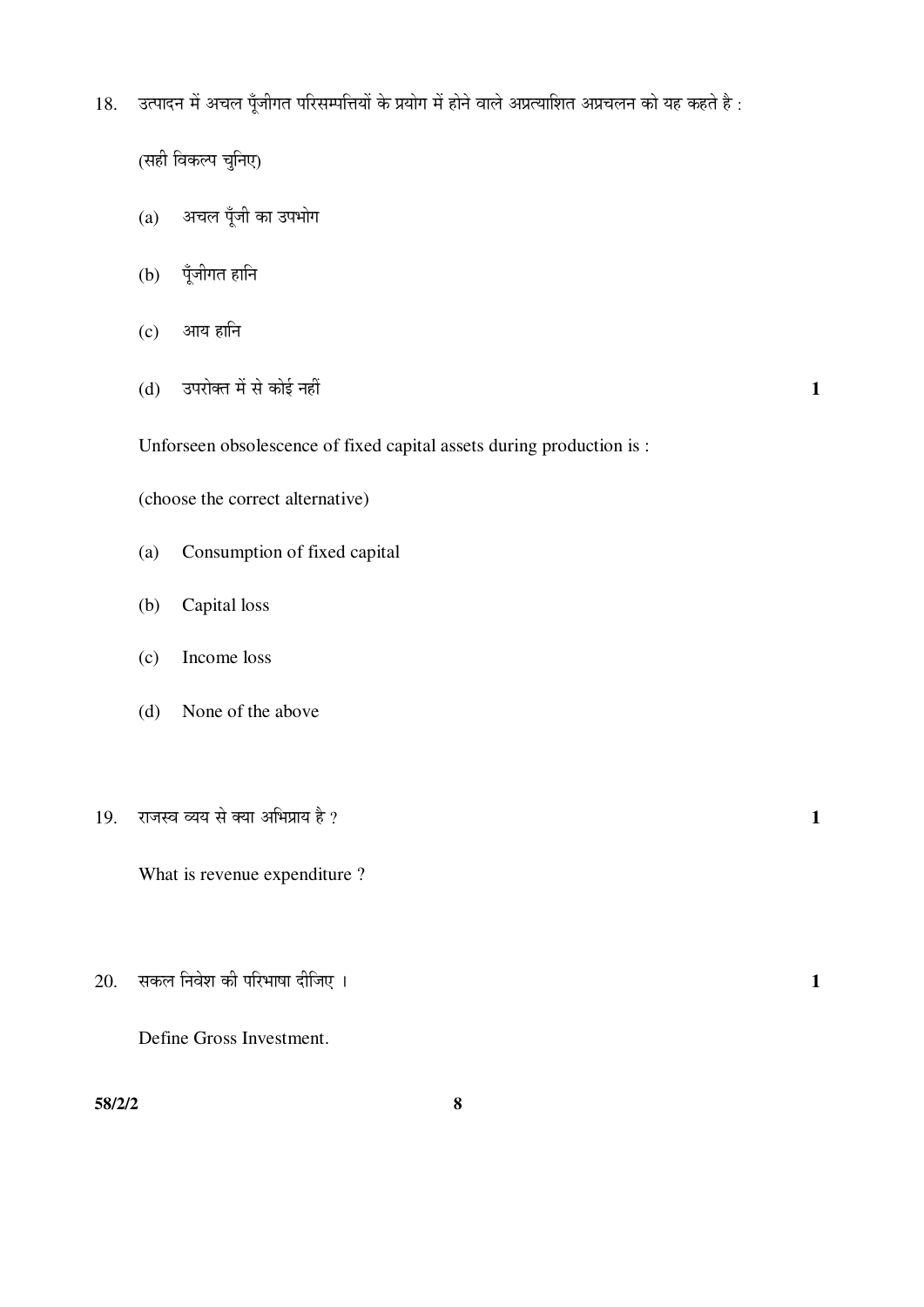18. उत्पादन में अचल पूँजीगत परिसम्पत्तियों के प्रयोग में होने वाले अप्रत्याशित अप्रचलन को यह कहते है :

(सही विकल्प चुनिए)

(a) अचल पूँजी का उपभोग

(b) पूँजीगत हानि

(c) आय हानि

(d) उपरोक्त में से कोई नहीं **1**

Unforseen obsolescence of fixed capital assets during production is :

(choose the correct alternative)

(a) Consumption of fixed capital

(b) Capital loss

(c) Income loss

(d) None of the above

19. राजस्व व्यय से क्या अभिप्राय है ? **1**

What is revenue expenditure ?

20. सकल निवेश की परिभाषा दीजिए । **1**

Define Gross Investment.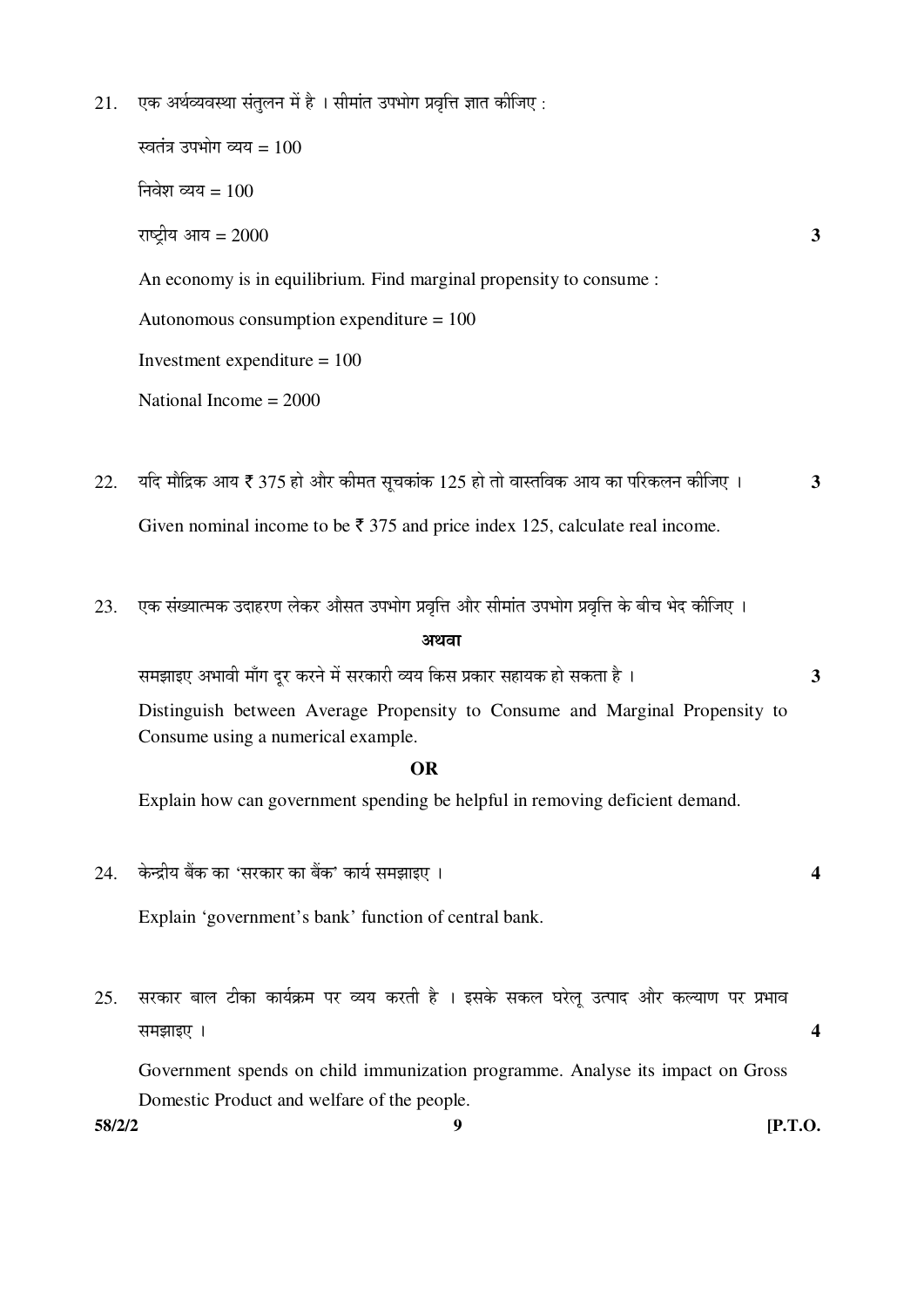21. एक अर्थव्यवस्था संतुलन में है । सीमांत उपभोग प्रवृत्ति ज्ञात कीजिए :

    स्वतंत्र उपभोग व्यय = 100

    निवेश व्यय = 100

    राष्ट्रीय आय = 2000 **3**

    An economy is in equilibrium. Find marginal propensity to consume :

    Autonomous consumption expenditure = 100

    Investment expenditure = 100

    National Income = 2000

22. यदि मौद्रिक आय ₹ 375 हो और कीमत सूचकांक 125 हो तो वास्तविक आय का परिकलन कीजिए । **3**

    Given nominal income to be ₹ 375 and price index 125, calculate real income.

23. एक संख्यात्मक उदाहरण लेकर औसत उपभोग प्रवृत्ति और सीमांत उपभोग प्रवृत्ति के बीच भेद कीजिए ।

    **अथवा**

    समझाइए अभावी माँग दूर करने में सरकारी व्यय किस प्रकार सहायक हो सकता है । **3**

    Distinguish between Average Propensity to Consume and Marginal Propensity to Consume using a numerical example.

    **OR**

    Explain how can government spending be helpful in removing deficient demand.

24. केन्द्रीय बैंक का 'सरकार का बैंक' कार्य समझाइए । **4**

    Explain 'government's bank' function of central bank.

25. सरकार बाल टीका कार्यक्रम पर व्यय करती है । इसके सकल घरेलू उत्पाद और कल्याण पर प्रभाव समझाइए । **4**

    Government spends on child immunization programme. Analyse its impact on Gross Domestic Product and welfare of the people.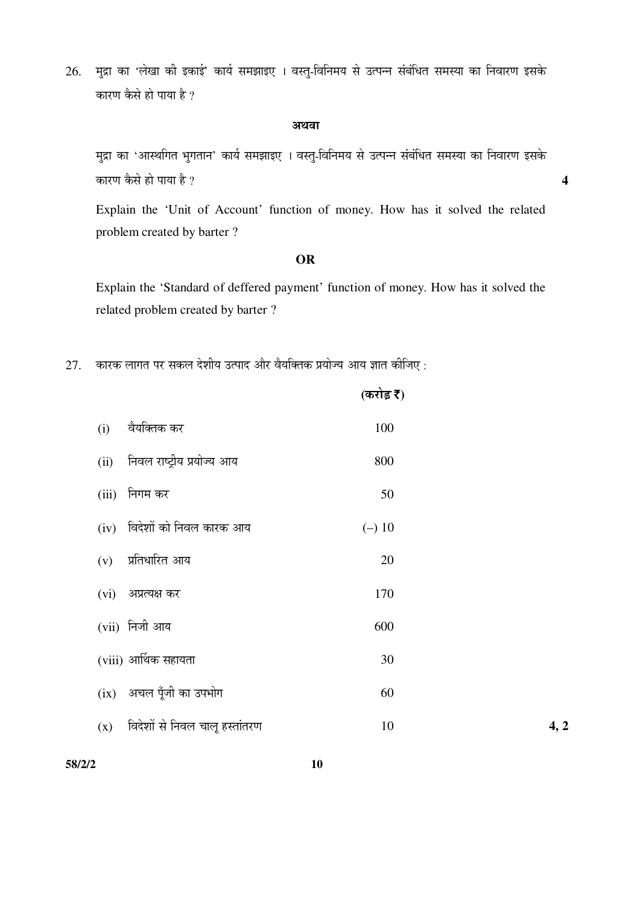26. मुद्रा का 'लेखा की इकाई' कार्य समझाइए । वस्तु-विनिमय से उत्पन्न संबंधित समस्या का निवारण इसके कारण कैसे हो पाया है ?

**अथवा**

मुद्रा का 'आस्थगित भुगतान' कार्य समझाइए । वस्तु-विनिमय से उत्पन्न संबंधित समस्या का निवारण इसके कारण कैसे हो पाया है ? **4**

Explain the 'Unit of Account' function of money. How has it solved the related problem created by barter ?

**OR**

Explain the 'Standard of deffered payment' function of money. How has it solved the related problem created by barter ?

27. कारक लागत पर सकल देशीय उत्पाद और वैयक्तिक प्रयोज्य आय ज्ञात कीजिए :

| | | (करोड़ ₹) |
|---|---|---|
| (i) | वैयक्तिक कर | 100 |
| (ii) | निवल राष्ट्रीय प्रयोज्य आय | 800 |
| (iii) | निगम कर | 50 |
| (iv) | विदेशों को निवल कारक आय | (–) 10 |
| (v) | प्रतिधारित आय | 20 |
| (vi) | अप्रत्यक्ष कर | 170 |
| (vii) | निजी आय | 600 |
| (viii) | आर्थिक सहायता | 30 |
| (ix) | अचल पूँजी का उपभोग | 60 |
| (x) | विदेशों से निवल चालू हस्तांतरण | 10 |

**4, 2**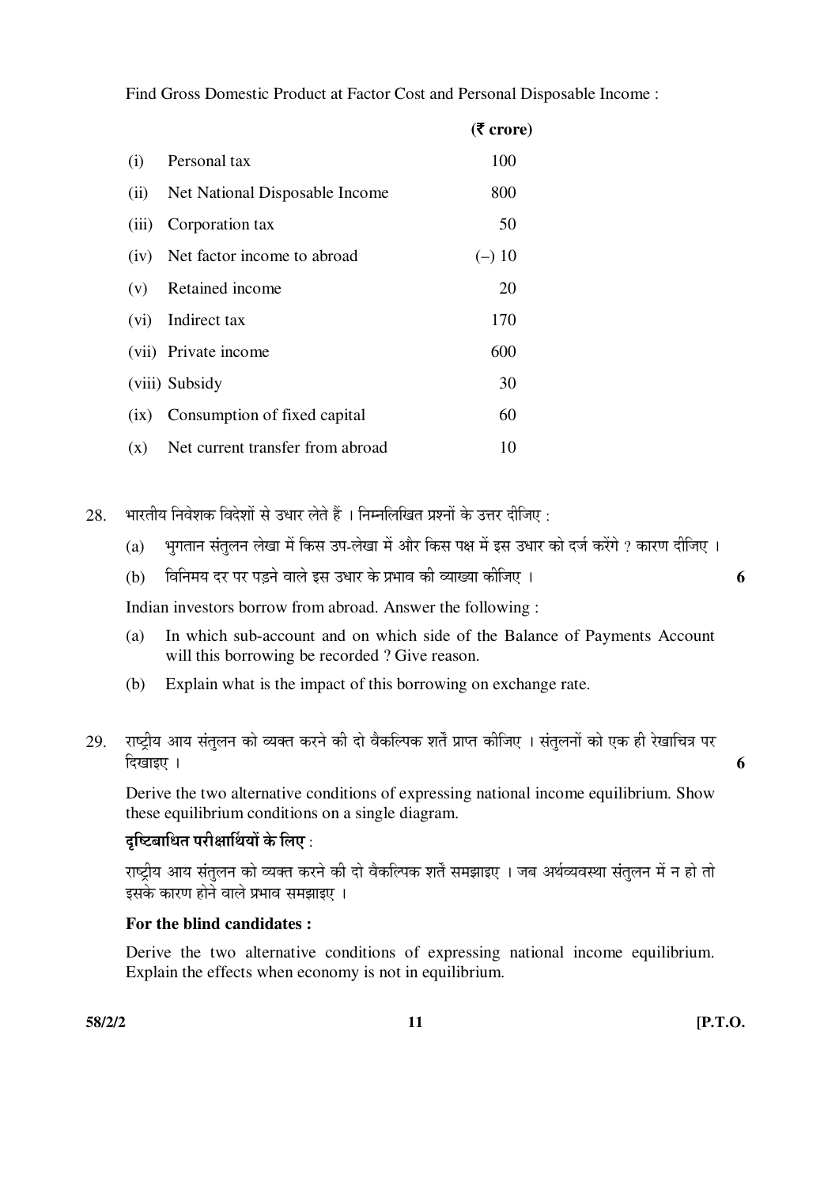Find Gross Domestic Product at Factor Cost and Personal Disposable Income :

| | | (₹ crore) |
|---|---|---|
| (i) | Personal tax | 100 |
| (ii) | Net National Disposable Income | 800 |
| (iii) | Corporation tax | 50 |
| (iv) | Net factor income to abroad | (–) 10 |
| (v) | Retained income | 20 |
| (vi) | Indirect tax | 170 |
| (vii) | Private income | 600 |
| (viii) | Subsidy | 30 |
| (ix) | Consumption of fixed capital | 60 |
| (x) | Net current transfer from abroad | 10 |

28. भारतीय निवेशक विदेशों से उधार लेते हैं । निम्नलिखित प्रश्नों के उत्तर दीजिए :

   (a) भुगतान संतुलन लेखा में किस उप-लेखा में और किस पक्ष में इस उधार को दर्ज करेंगे ? कारण दीजिए ।

   (b) विनिमय दर पर पड़ने वाले इस उधार के प्रभाव की व्याख्या कीजिए । **6**

   Indian investors borrow from abroad. Answer the following :

   (a) In which sub-account and on which side of the Balance of Payments Account will this borrowing be recorded ? Give reason.

   (b) Explain what is the impact of this borrowing on exchange rate.

29. राष्ट्रीय आय संतुलन को व्यक्त करने की दो वैकल्पिक शर्तें प्राप्त कीजिए । संतुलनों को एक ही रेखाचित्र पर दिखाइए । **6**

   Derive the two alternative conditions of expressing national income equilibrium. Show these equilibrium conditions on a single diagram.

   **दृष्टिबाधित परीक्षार्थियों के लिए :**

   राष्ट्रीय आय संतुलन को व्यक्त करने की दो वैकल्पिक शर्तें समझाइए । जब अर्थव्यवस्था संतुलन में न हो तो इसके कारण होने वाले प्रभाव समझाइए ।

   **For the blind candidates :**

   Derive the two alternative conditions of expressing national income equilibrium. Explain the effects when economy is not in equilibrium.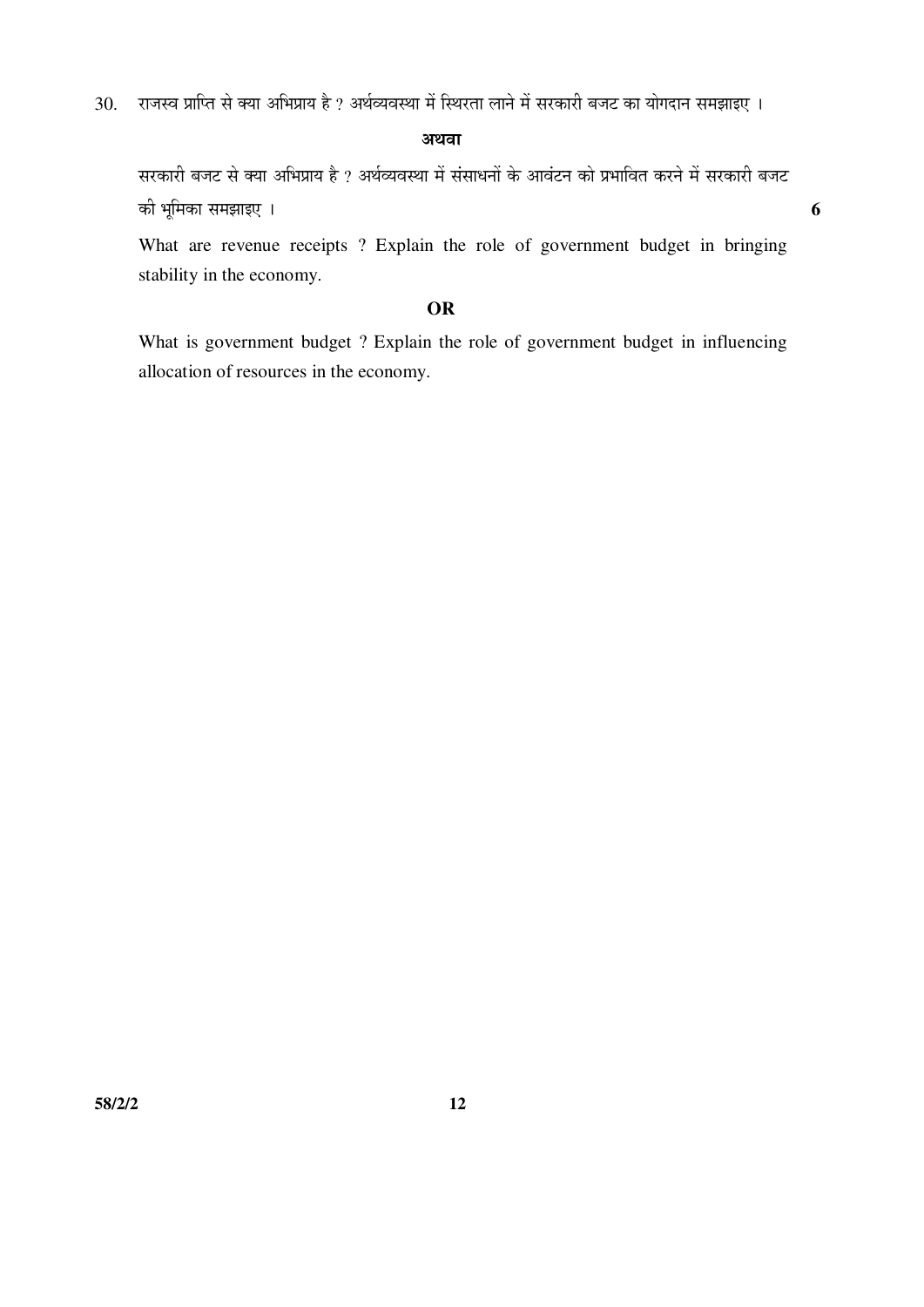30. राजस्व प्राप्ति से क्या अभिप्राय है ? अर्थव्यवस्था में स्थिरता लाने में सरकारी बजट का योगदान समझाइए ।

**अथवा**

सरकारी बजट से क्या अभिप्राय है ? अर्थव्यवस्था में संसाधनों के आवंटन को प्रभावित करने में सरकारी बजट की भूमिका समझाइए । **6**

What are revenue receipts ? Explain the role of government budget in bringing stability in the economy.

**OR**

What is government budget ? Explain the role of government budget in influencing allocation of resources in the economy.